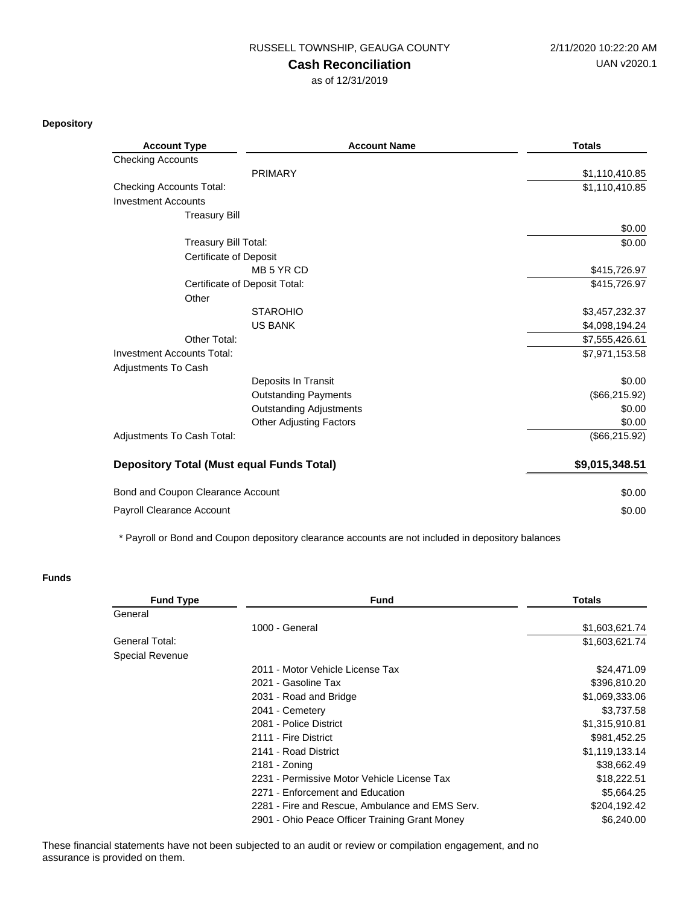RUSSELL TOWNSHIP, GEAUGA COUNTY

2/11/2020 10:22:20 AM

UAN v2020.1

# Cash Reconciliation

as of 12/31/2019

## Depository

| Account Type | Account Name | Totals |
|---|---|---|
| Checking Accounts | | |
| | PRIMARY | $1,110,410.85 |
| Checking Accounts Total: | | $1,110,410.85 |
| Investment Accounts | | |
| Treasury Bill | | |
| | | $0.00 |
| Treasury Bill Total: | | $0.00 |
| Certificate of Deposit | | |
| | MB 5 YR CD | $415,726.97 |
| Certificate of Deposit Total: | | $415,726.97 |
| Other | | |
| | STAROHIO | $3,457,232.37 |
| | US BANK | $4,098,194.24 |
| Other Total: | | $7,555,426.61 |
| Investment Accounts Total: | | $7,971,153.58 |
| Adjustments To Cash | | |
| | Deposits In Transit | $0.00 |
| | Outstanding Payments | ($66,215.92) |
| | Outstanding Adjustments | $0.00 |
| | Other Adjusting Factors | $0.00 |
| Adjustments To Cash Total: | | ($66,215.92) |
| **Depository Total (Must equal Funds Total)** | | **$9,015,348.51** |
| Bond and Coupon Clearance Account | | $0.00 |
| Payroll Clearance Account | | $0.00 |

* Payroll or Bond and Coupon depository clearance accounts are not included in depository balances

## Funds

| Fund Type | Fund | Totals |
|---|---|---|
| General | | |
| | 1000 - General | $1,603,621.74 |
| General Total: | | $1,603,621.74 |
| Special Revenue | | |
| | 2011 - Motor Vehicle License Tax | $24,471.09 |
| | 2021 - Gasoline Tax | $396,810.20 |
| | 2031 - Road and Bridge | $1,069,333.06 |
| | 2041 - Cemetery | $3,737.58 |
| | 2081 - Police District | $1,315,910.81 |
| | 2111 - Fire District | $981,452.25 |
| | 2141 - Road District | $1,119,133.14 |
| | 2181 - Zoning | $38,662.49 |
| | 2231 - Permissive Motor Vehicle License Tax | $18,222.51 |
| | 2271 - Enforcement and Education | $5,664.25 |
| | 2281 - Fire and Rescue, Ambulance and EMS Serv. | $204,192.42 |
| | 2901 - Ohio Peace Officer Training Grant Money | $6,240.00 |

These financial statements have not been subjected to an audit or review or compilation engagement, and no assurance is provided on them.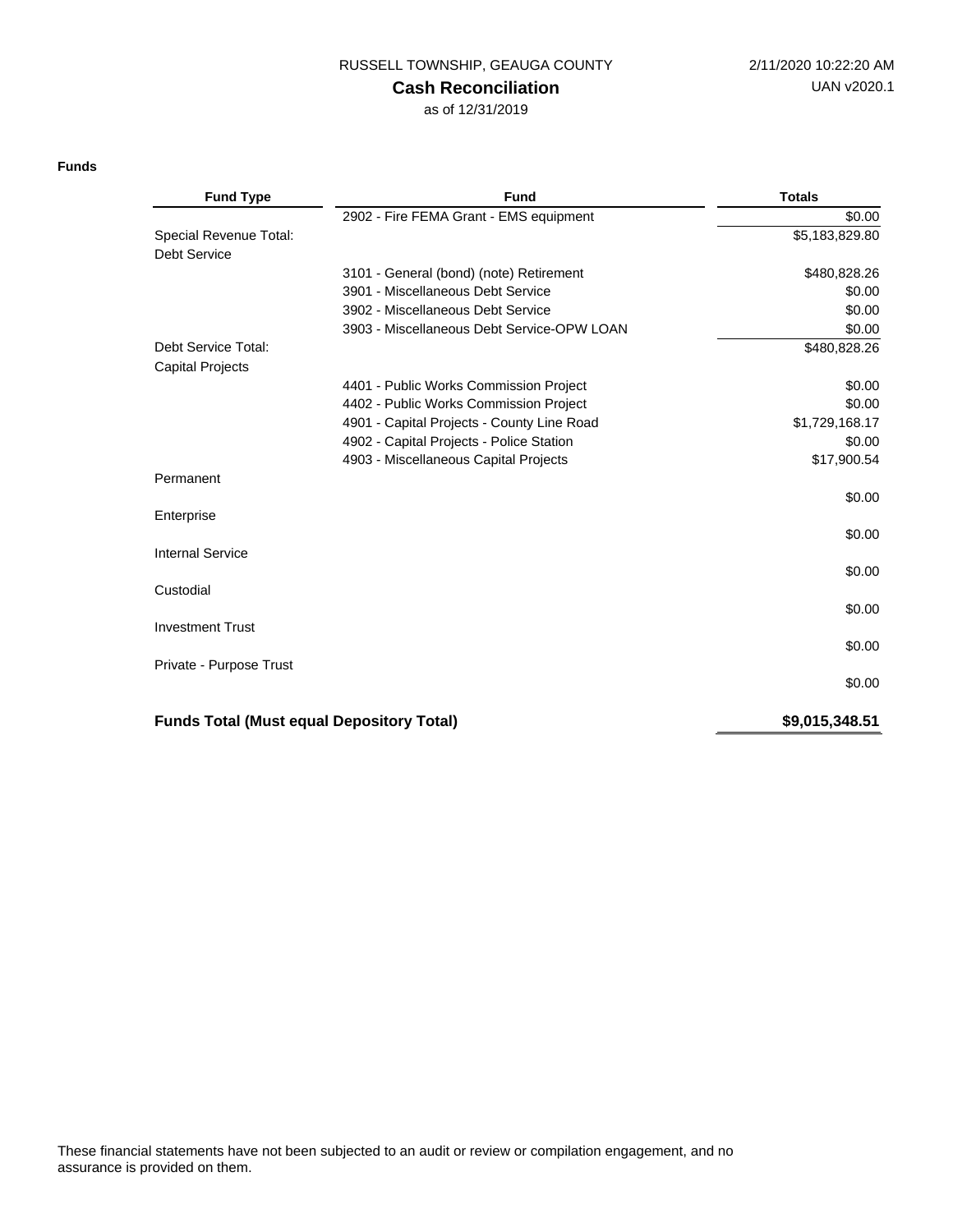RUSSELL TOWNSHIP, GEAUGA COUNTY

## Cash Reconciliation

as of 12/31/2019

2/11/2020 10:22:20 AM
UAN v2020.1

**Funds**

| Fund Type | Fund | Totals |
|---|---|---|
| | 2902 - Fire FEMA Grant - EMS equipment | $0.00 |
| Special Revenue Total: | | $5,183,829.80 |
| Debt Service | | |
| | 3101 - General (bond) (note) Retirement | $480,828.26 |
| | 3901 - Miscellaneous Debt Service | $0.00 |
| | 3902 - Miscellaneous Debt Service | $0.00 |
| | 3903 - Miscellaneous Debt Service-OPW LOAN | $0.00 |
| Debt Service Total: | | $480,828.26 |
| Capital Projects | | |
| | 4401 - Public Works Commission Project | $0.00 |
| | 4402 - Public Works Commission Project | $0.00 |
| | 4901 - Capital Projects - County Line Road | $1,729,168.17 |
| | 4902 - Capital Projects - Police Station | $0.00 |
| | 4903 - Miscellaneous Capital Projects | $17,900.54 |
| Permanent | | |
| | | $0.00 |
| Enterprise | | |
| | | $0.00 |
| Internal Service | | |
| | | $0.00 |
| Custodial | | |
| | | $0.00 |
| Investment Trust | | |
| | | $0.00 |
| Private - Purpose Trust | | |
| | | $0.00 |
| **Funds Total (Must equal Depository Total)** | | **$9,015,348.51** |

These financial statements have not been subjected to an audit or review or compilation engagement, and no assurance is provided on them.